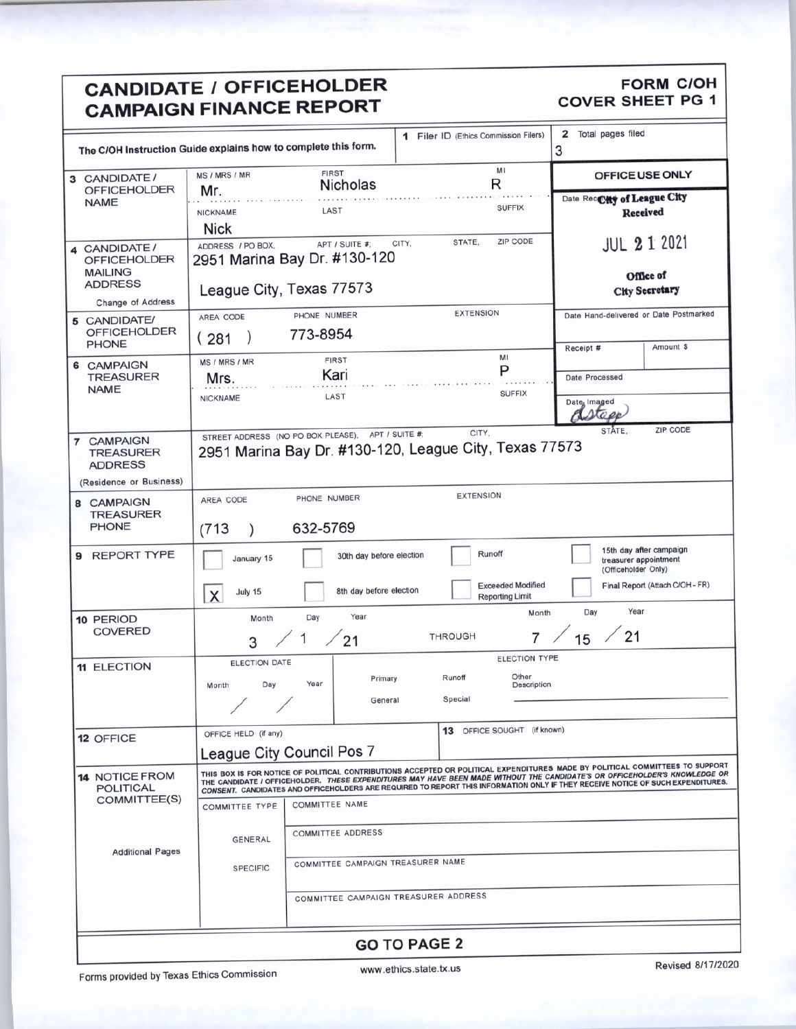# CANDIDATE / OFFICEHOLDER CAMPAIGN FINANCE REPORT

**FORM C/OH COVER SHEET PG 1**

The C/OH Instruction Guide explains how to complete this form.

| | |
|---|---|
| **1** Filer ID (Ethics Commission Filers) | |
| **2** Total pages filed | 3 |

**OFFICE USE ONLY**

Date Received: City of League City Received JUL 21 2021 Office of City Secretary

Date Hand-delivered or Date Postmarked:

Receipt #: | Amount $:

Date Processed:

Date Imaged: dstepp

| Field | Information |
|---|---|
| **3** CANDIDATE / OFFICEHOLDER NAME | MS / MRS / MR: Mr. — FIRST: Nicholas — MI: R — NICKNAME: Nick — LAST: — SUFFIX: |
| **4** CANDIDATE / OFFICEHOLDER MAILING ADDRESS (Change of Address) | 2951 Marina Bay Dr. #130-120, League City, Texas 77573 |
| **5** CANDIDATE/ OFFICEHOLDER PHONE | (281) 773-8954 — EXTENSION: |
| **6** CAMPAIGN TREASURER NAME | MS / MRS / MR: Mrs. — FIRST: Kari — MI: P — NICKNAME: — LAST: — SUFFIX: |
| **7** CAMPAIGN TREASURER ADDRESS (Residence or Business) | STREET ADDRESS (NO PO BOX PLEASE), APT / SUITE #, CITY, STATE, ZIP CODE: 2951 Marina Bay Dr. #130-120, League City, Texas 77573 |
| **8** CAMPAIGN TREASURER PHONE | (713) 632-5769 — EXTENSION: |

**9 REPORT TYPE**

- [ ] January 15
- [X] July 15
- [ ] 30th day before election
- [ ] 8th day before election
- [ ] Runoff
- [ ] Exceeded Modified Reporting Limit
- [ ] 15th day after campaign treasurer appointment (Officeholder Only)
- [ ] Final Report (Attach C/OH - FR)

**10 PERIOD COVERED**: 3 / 1 / 21 THROUGH 7 / 15 / 21

**11 ELECTION**: ELECTION DATE: / / — ELECTION TYPE: Primary, Runoff, General, Special, Other Description:

**12 OFFICE** — OFFICE HELD (if any): League City Council Pos 7

**13** OFFICE SOUGHT (if known):

**14 NOTICE FROM POLITICAL COMMITTEE(S)**

THIS BOX IS FOR NOTICE OF POLITICAL CONTRIBUTIONS ACCEPTED OR POLITICAL EXPENDITURES MADE BY POLITICAL COMMITTEES TO SUPPORT THE CANDIDATE / OFFICEHOLDER. *THESE EXPENDITURES MAY HAVE BEEN MADE WITHOUT THE CANDIDATE'S OR OFFICEHOLDER'S KNOWLEDGE OR CONSENT.* CANDIDATES AND OFFICEHOLDERS ARE REQUIRED TO REPORT THIS INFORMATION ONLY IF THEY RECEIVE NOTICE OF SUCH EXPENDITURES.

| COMMITTEE TYPE | |
|---|---|
| | COMMITTEE NAME |
| GENERAL | COMMITTEE ADDRESS |
| SPECIFIC | COMMITTEE CAMPAIGN TREASURER NAME |
| | COMMITTEE CAMPAIGN TREASURER ADDRESS |

Additional Pages

**GO TO PAGE 2**

Forms provided by Texas Ethics Commission — www.ethics.state.tx.us — Revised 8/17/2020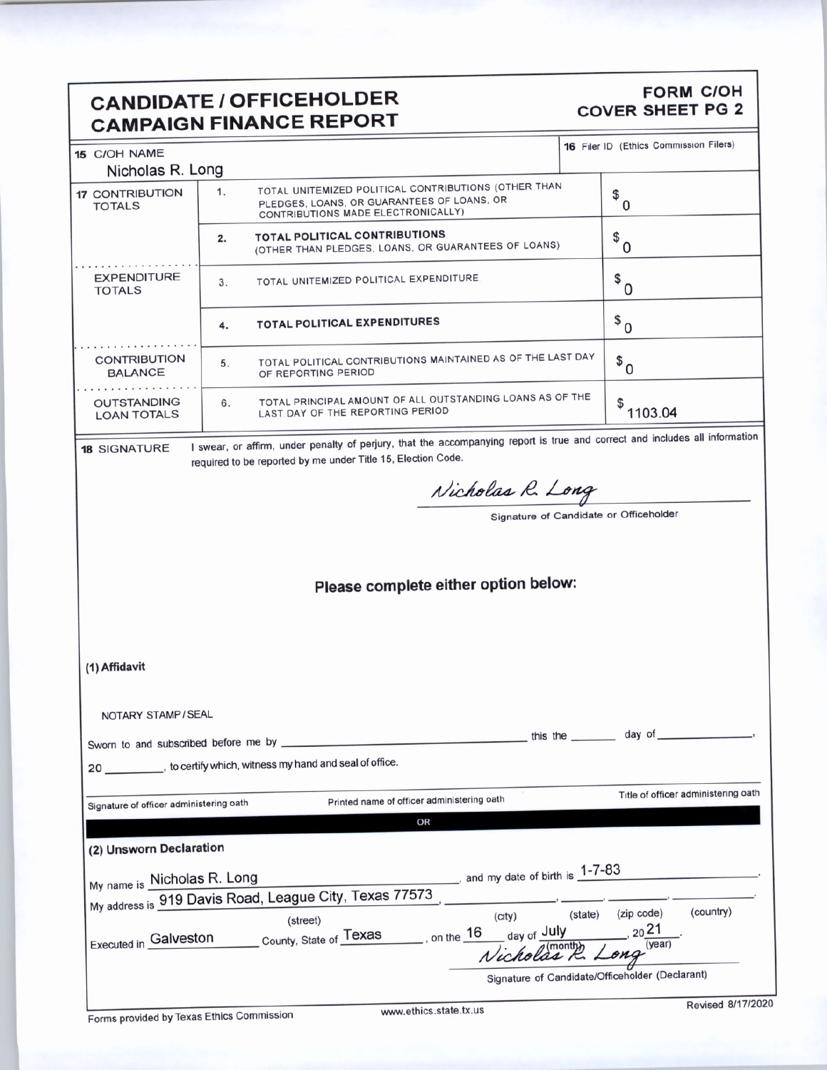# CANDIDATE / OFFICEHOLDER CAMPAIGN FINANCE REPORT

**FORM C/OH COVER SHEET PG 2**

| 15 C/OH NAME | | | 16 Filer ID (Ethics Commission Filers) |
|---|---|---|---|
| Nicholas R. Long | | | |
| 17 CONTRIBUTION TOTALS | 1. | TOTAL UNITEMIZED POLITICAL CONTRIBUTIONS (OTHER THAN PLEDGES, LOANS, OR GUARANTEES OF LOANS, OR CONTRIBUTIONS MADE ELECTRONICALLY) | $ 0 |
| | 2. | **TOTAL POLITICAL CONTRIBUTIONS** (OTHER THAN PLEDGES, LOANS, OR GUARANTEES OF LOANS) | $ 0 |
| EXPENDITURE TOTALS | 3. | TOTAL UNITEMIZED POLITICAL EXPENDITURE | $ 0 |
| | 4. | **TOTAL POLITICAL EXPENDITURES** | $ 0 |
| CONTRIBUTION BALANCE | 5. | TOTAL POLITICAL CONTRIBUTIONS MAINTAINED AS OF THE LAST DAY OF REPORTING PERIOD | $ 0 |
| OUTSTANDING LOAN TOTALS | 6. | TOTAL PRINCIPAL AMOUNT OF ALL OUTSTANDING LOANS AS OF THE LAST DAY OF THE REPORTING PERIOD | $ 1103.04 |

**18 SIGNATURE** I swear, or affirm, under penalty of perjury, that the accompanying report is true and correct and includes all information required to be reported by me under Title 15, Election Code.

Nicholas R. Long

Signature of Candidate or Officeholder

## Please complete either option below:

**(1) Affidavit**

NOTARY STAMP / SEAL

Sworn to and subscribed before me by ______________________ this the ______ day of ______________,

20 ________, to certify which, witness my hand and seal of office.

Signature of officer administering oath | Printed name of officer administering oath | Title of officer administering oath

OR

**(2) Unsworn Declaration**

My name is Nicholas R. Long, and my date of birth is 1-7-83.

My address is 919 Davis Road, League City, Texas 77573, ______, ______, ______, ______.
(street) (city) (state) (zip code) (country)

Executed in Galveston County, State of Texas, on the 16 day of July, 2021.
(month) (year)

Nicholas R. Long

Signature of Candidate/Officeholder (Declarant)

Forms provided by Texas Ethics Commission www.ethics.state.tx.us Revised 8/17/2020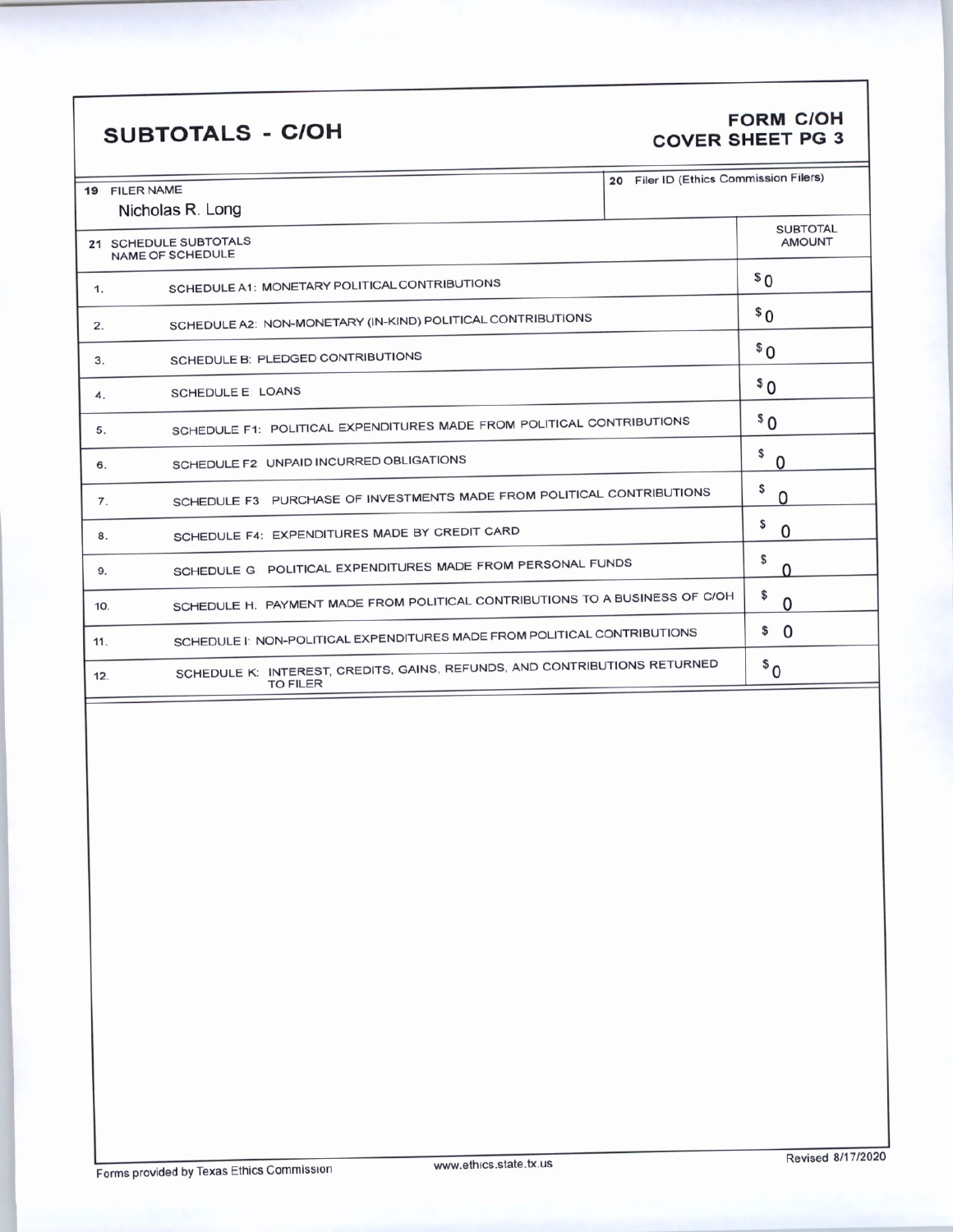# SUBTOTALS - C/OH

**FORM C/OH**
**COVER SHEET PG 3**

| 19 FILER NAME | 20 Filer ID (Ethics Commission Filers) |
|---|---|
| Nicholas R. Long | |

| | 21 SCHEDULE SUBTOTALS NAME OF SCHEDULE | SUBTOTAL AMOUNT |
|---|---|---|
| 1. | SCHEDULE A1: MONETARY POLITICAL CONTRIBUTIONS | $ 0 |
| 2. | SCHEDULE A2: NON-MONETARY (IN-KIND) POLITICAL CONTRIBUTIONS | $ 0 |
| 3. | SCHEDULE B: PLEDGED CONTRIBUTIONS | $ 0 |
| 4. | SCHEDULE E LOANS | $ 0 |
| 5. | SCHEDULE F1: POLITICAL EXPENDITURES MADE FROM POLITICAL CONTRIBUTIONS | $ 0 |
| 6. | SCHEDULE F2 UNPAID INCURRED OBLIGATIONS | $ 0 |
| 7. | SCHEDULE F3 PURCHASE OF INVESTMENTS MADE FROM POLITICAL CONTRIBUTIONS | $ 0 |
| 8. | SCHEDULE F4: EXPENDITURES MADE BY CREDIT CARD | $ 0 |
| 9. | SCHEDULE G POLITICAL EXPENDITURES MADE FROM PERSONAL FUNDS | $ 0 |
| 10. | SCHEDULE H. PAYMENT MADE FROM POLITICAL CONTRIBUTIONS TO A BUSINESS OF C/OH | $ 0 |
| 11. | SCHEDULE I: NON-POLITICAL EXPENDITURES MADE FROM POLITICAL CONTRIBUTIONS | $ 0 |
| 12. | SCHEDULE K: INTEREST, CREDITS, GAINS, REFUNDS, AND CONTRIBUTIONS RETURNED TO FILER | $ 0 |

Forms provided by Texas Ethics Commission www.ethics.state.tx.us Revised 8/17/2020